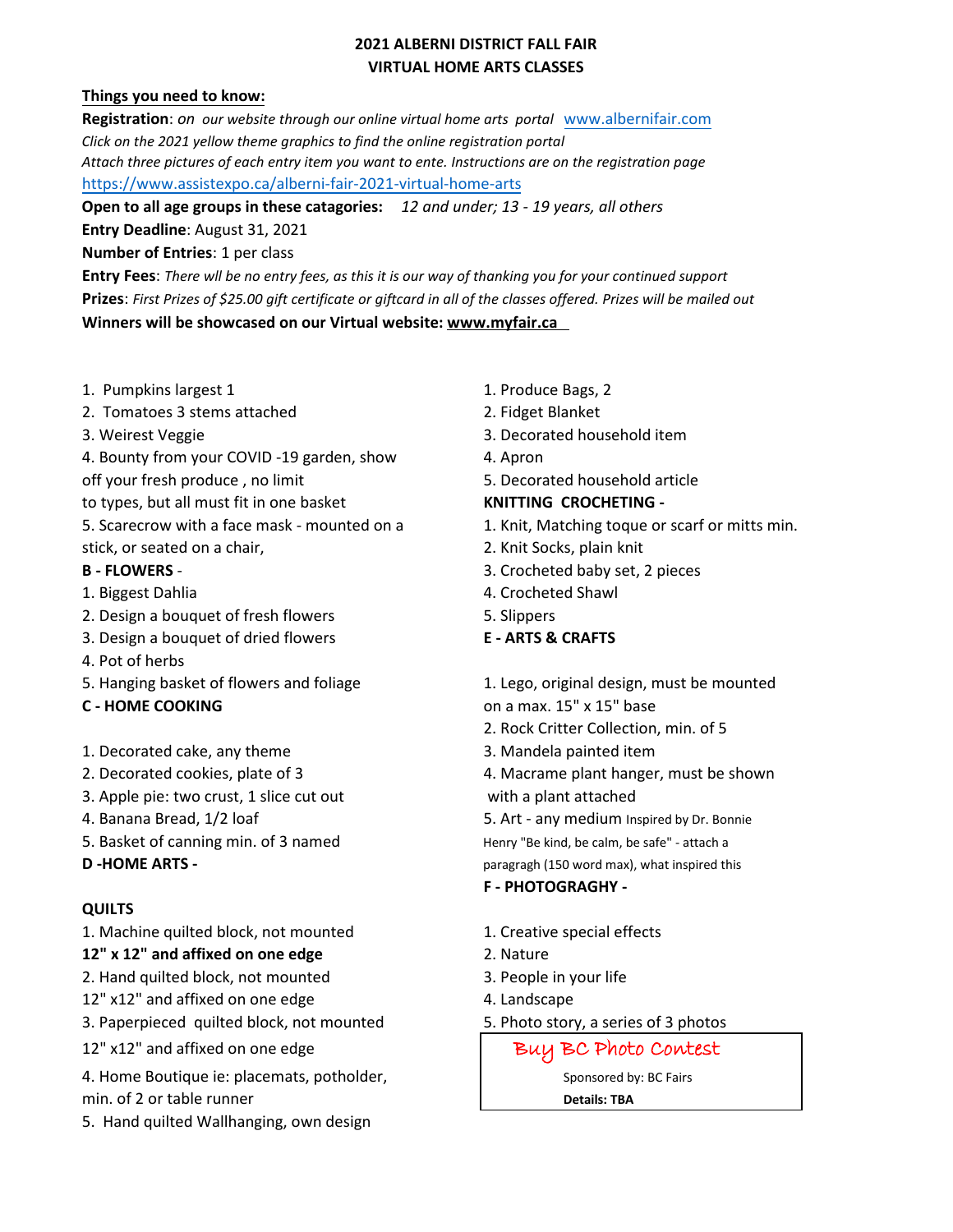# 2021 ALBERNI DISTRICT FALL FAIR
## VIRTUAL HOME ARTS CLASSES

**Things you need to know:**

**Registration**: *on our website through our online virtual home arts portal* www.albernifair.com
*Click on the 2021 yellow theme graphics to find the online registration portal*
*Attach three pictures of each entry item you want to ente. Instructions are on the registration page*
https://www.assistexpo.ca/alberni-fair-2021-virtual-home-arts

**Open to all age groups in these catagories:** *12 and under; 13 - 19 years, all others*

**Entry Deadline**: August 31, 2021

**Number of Entries**: 1 per class

**Entry Fees**: *There wll be no entry fees, as this it is our way of thanking you for your continued support*

**Prizes**: *First Prizes of $25.00 gift certificate or giftcard in all of the classes offered. Prizes will be mailed out*

**Winners will be showcased on our Virtual website: www.myfair.ca**

1. Pumpkins largest 1
2. Tomatoes 3 stems attached
3. Weirest Veggie
4. Bounty from your COVID -19 garden, show off your fresh produce , no limit to types, but all must fit in one basket
5. Scarecrow with a face mask - mounted on a stick, or seated on a chair,

**B - FLOWERS** -

1. Biggest Dahlia
2. Design a bouquet of fresh flowers
3. Design a bouquet of dried flowers
4. Pot of herbs
5. Hanging basket of flowers and foliage

**C - HOME COOKING**

1. Decorated cake, any theme
2. Decorated cookies, plate of 3
3. Apple pie: two crust, 1 slice cut out
4. Banana Bread, 1/2 loaf
5. Basket of canning min. of 3 named

**D -HOME ARTS -**

**QUILTS**

1. Machine quilted block, not mounted **12" x 12" and affixed on one edge**
2. Hand quilted block, not mounted 12" x12" and affixed on one edge
3. Paperpieced quilted block, not mounted 12" x12" and affixed on one edge
4. Home Boutique ie: placemats, potholder, min. of 2 or table runner
5. Hand quilted Wallhanging, own design

1. Produce Bags, 2
2. Fidget Blanket
3. Decorated household item
4. Apron
5. Decorated household article

**KNITTING CROCHETING -**

1. Knit, Matching toque or scarf or mitts min.
2. Knit Socks, plain knit
3. Crocheted baby set, 2 pieces
4. Crocheted Shawl
5. Slippers

**E - ARTS & CRAFTS**

1. Lego, original design, must be mounted on a max. 15" x 15" base
2. Rock Critter Collection, min. of 5
3. Mandela painted item
4. Macrame plant hanger, must be shown with a plant attached
5. Art - any medium Inspired by Dr. Bonnie Henry "Be kind, be calm, be safe" - attach a paragragh (150 word max), what inspired this

**F - PHOTOGRAGHY -**

1. Creative special effects
2. Nature
3. People in your life
4. Landscape
5. Photo story, a series of 3 photos

Buy BC Photo Contest
Sponsored by: BC Fairs
**Details: TBA**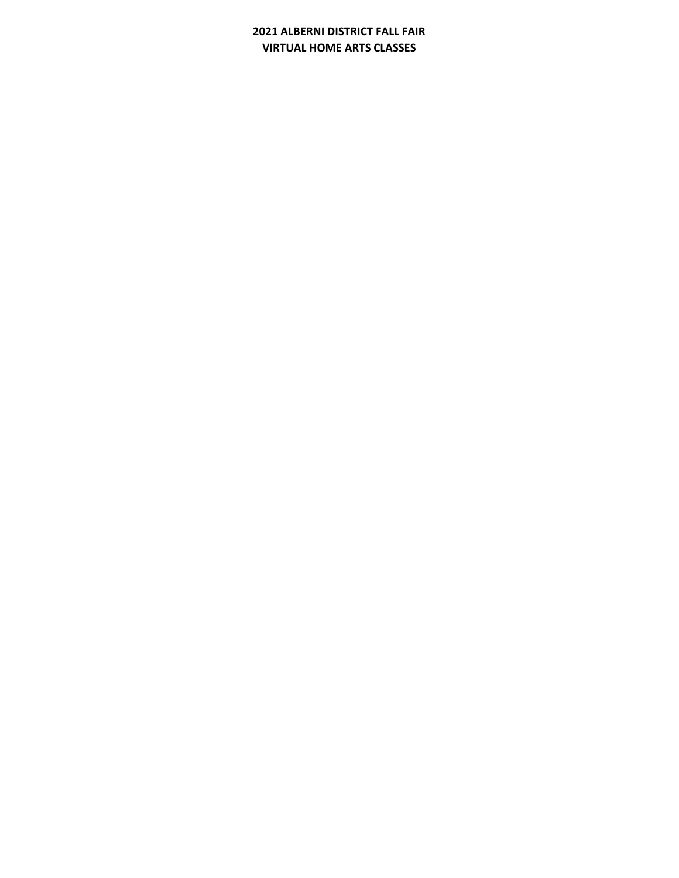**2021 ALBERNI DISTRICT FALL FAIR**

**VIRTUAL HOME ARTS CLASSES**